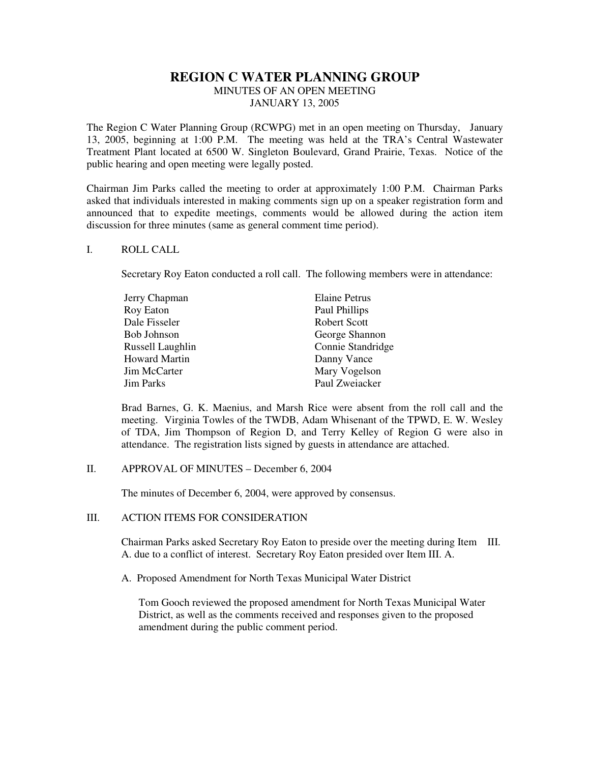# REGION C WATER PLANNING GROUP

MINUTES OF AN OPEN MEETING

JANUARY 13, 2005

The Region C Water Planning Group (RCWPG) met in an open meeting on Thursday, January 13, 2005, beginning at 1:00 P.M. The meeting was held at the TRA's Central Wastewater Treatment Plant located at 6500 W. Singleton Boulevard, Grand Prairie, Texas. Notice of the public hearing and open meeting were legally posted.

Chairman Jim Parks called the meeting to order at approximately 1:00 P.M. Chairman Parks asked that individuals interested in making comments sign up on a speaker registration form and announced that to expedite meetings, comments would be allowed during the action item discussion for three minutes (same as general comment time period).

## I. ROLL CALL

Secretary Roy Eaton conducted a roll call. The following members were in attendance:

| | |
|---|---|
| Jerry Chapman | Elaine Petrus |
| Roy Eaton | Paul Phillips |
| Dale Fisseler | Robert Scott |
| Bob Johnson | George Shannon |
| Russell Laughlin | Connie Standridge |
| Howard Martin | Danny Vance |
| Jim McCarter | Mary Vogelson |
| Jim Parks | Paul Zweiacker |

Brad Barnes, G. K. Maenius, and Marsh Rice were absent from the roll call and the meeting. Virginia Towles of the TWDB, Adam Whisenant of the TPWD, E. W. Wesley of TDA, Jim Thompson of Region D, and Terry Kelley of Region G were also in attendance. The registration lists signed by guests in attendance are attached.

## II. APPROVAL OF MINUTES – December 6, 2004

The minutes of December 6, 2004, were approved by consensus.

## III. ACTION ITEMS FOR CONSIDERATION

Chairman Parks asked Secretary Roy Eaton to preside over the meeting during Item III. A. due to a conflict of interest. Secretary Roy Eaton presided over Item III. A.

A. Proposed Amendment for North Texas Municipal Water District

Tom Gooch reviewed the proposed amendment for North Texas Municipal Water District, as well as the comments received and responses given to the proposed amendment during the public comment period.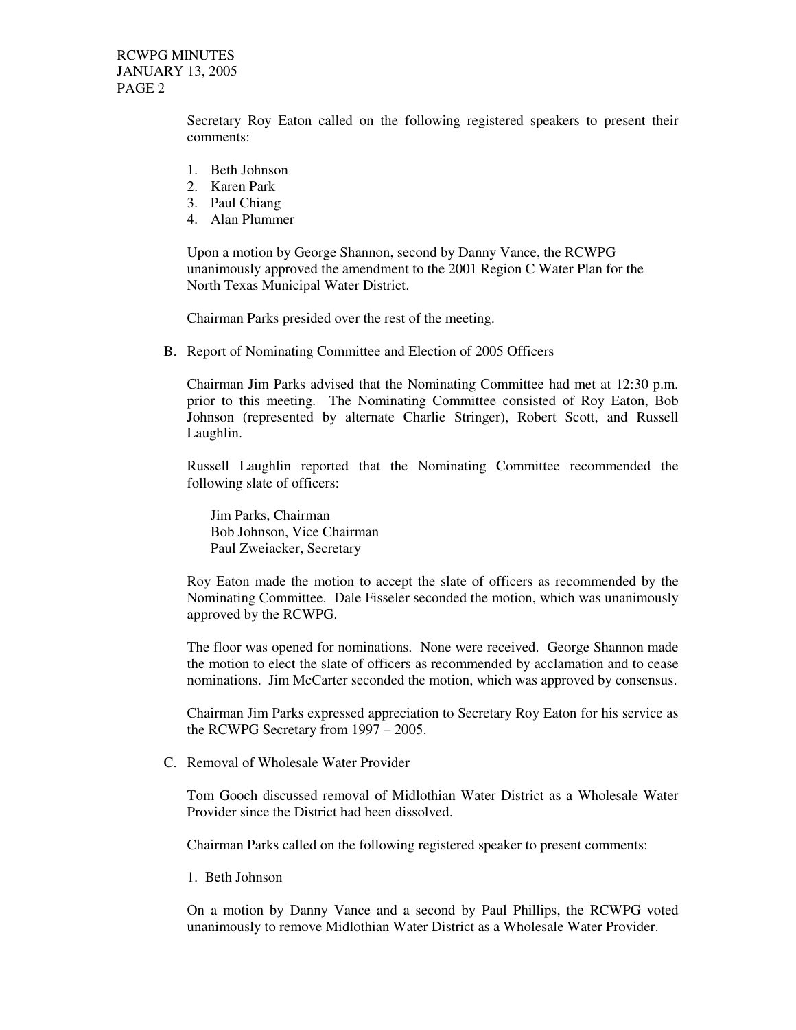Secretary Roy Eaton called on the following registered speakers to present their comments:

1. Beth Johnson
2. Karen Park
3. Paul Chiang
4. Alan Plummer

Upon a motion by George Shannon, second by Danny Vance, the RCWPG unanimously approved the amendment to the 2001 Region C Water Plan for the North Texas Municipal Water District.

Chairman Parks presided over the rest of the meeting.

B. Report of Nominating Committee and Election of 2005 Officers

Chairman Jim Parks advised that the Nominating Committee had met at 12:30 p.m. prior to this meeting. The Nominating Committee consisted of Roy Eaton, Bob Johnson (represented by alternate Charlie Stringer), Robert Scott, and Russell Laughlin.

Russell Laughlin reported that the Nominating Committee recommended the following slate of officers:

Jim Parks, Chairman
Bob Johnson, Vice Chairman
Paul Zweiacker, Secretary

Roy Eaton made the motion to accept the slate of officers as recommended by the Nominating Committee. Dale Fisseler seconded the motion, which was unanimously approved by the RCWPG.

The floor was opened for nominations. None were received. George Shannon made the motion to elect the slate of officers as recommended by acclamation and to cease nominations. Jim McCarter seconded the motion, which was approved by consensus.

Chairman Jim Parks expressed appreciation to Secretary Roy Eaton for his service as the RCWPG Secretary from 1997 – 2005.

C. Removal of Wholesale Water Provider

Tom Gooch discussed removal of Midlothian Water District as a Wholesale Water Provider since the District had been dissolved.

Chairman Parks called on the following registered speaker to present comments:

1. Beth Johnson

On a motion by Danny Vance and a second by Paul Phillips, the RCWPG voted unanimously to remove Midlothian Water District as a Wholesale Water Provider.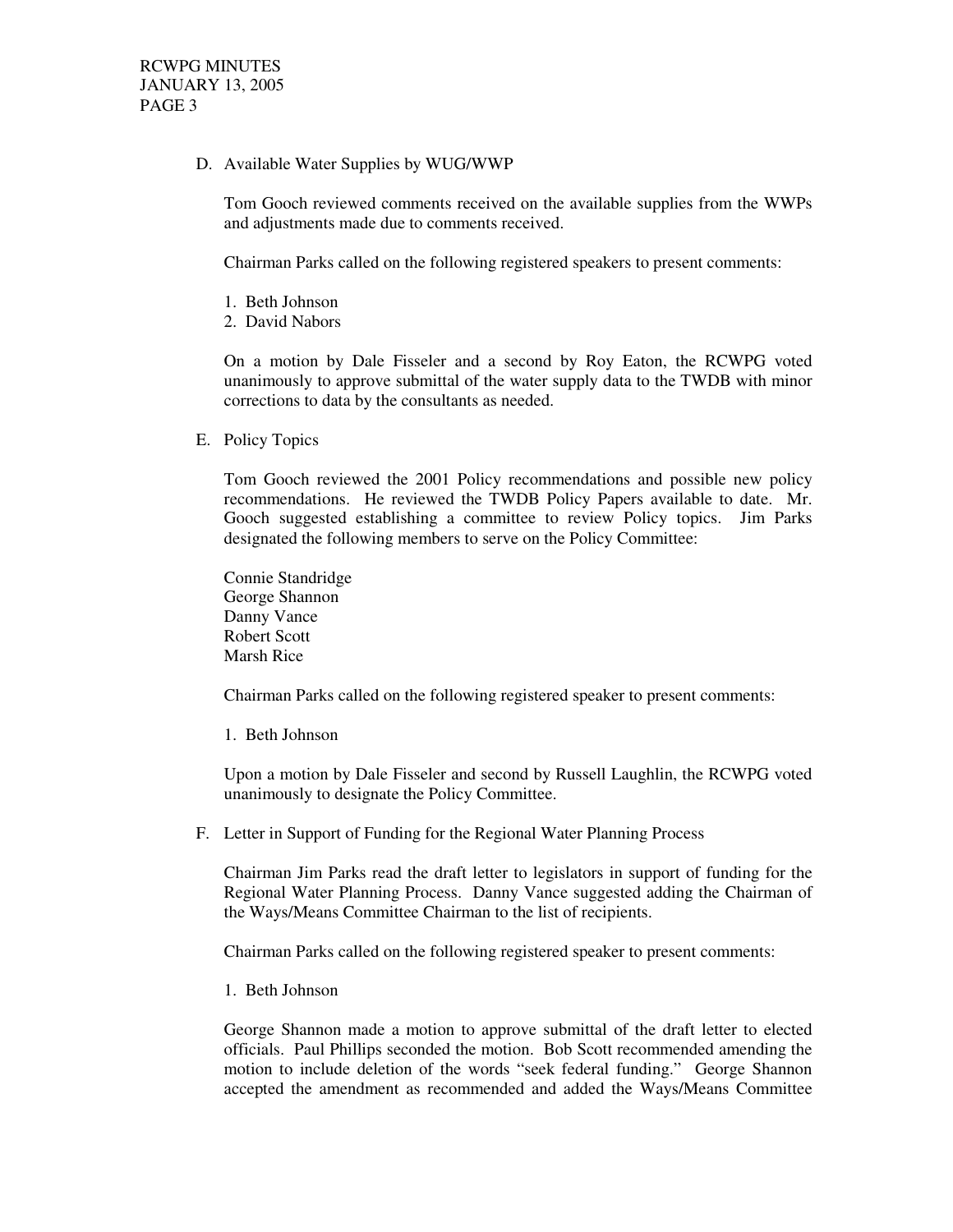D. Available Water Supplies by WUG/WWP

Tom Gooch reviewed comments received on the available supplies from the WWPs and adjustments made due to comments received.

Chairman Parks called on the following registered speakers to present comments:

1. Beth Johnson
2. David Nabors

On a motion by Dale Fisseler and a second by Roy Eaton, the RCWPG voted unanimously to approve submittal of the water supply data to the TWDB with minor corrections to data by the consultants as needed.

E. Policy Topics

Tom Gooch reviewed the 2001 Policy recommendations and possible new policy recommendations. He reviewed the TWDB Policy Papers available to date. Mr. Gooch suggested establishing a committee to review Policy topics. Jim Parks designated the following members to serve on the Policy Committee:

Connie Standridge
George Shannon
Danny Vance
Robert Scott
Marsh Rice

Chairman Parks called on the following registered speaker to present comments:

1. Beth Johnson

Upon a motion by Dale Fisseler and second by Russell Laughlin, the RCWPG voted unanimously to designate the Policy Committee.

F. Letter in Support of Funding for the Regional Water Planning Process

Chairman Jim Parks read the draft letter to legislators in support of funding for the Regional Water Planning Process. Danny Vance suggested adding the Chairman of the Ways/Means Committee Chairman to the list of recipients.

Chairman Parks called on the following registered speaker to present comments:

1. Beth Johnson

George Shannon made a motion to approve submittal of the draft letter to elected officials. Paul Phillips seconded the motion. Bob Scott recommended amending the motion to include deletion of the words "seek federal funding." George Shannon accepted the amendment as recommended and added the Ways/Means Committee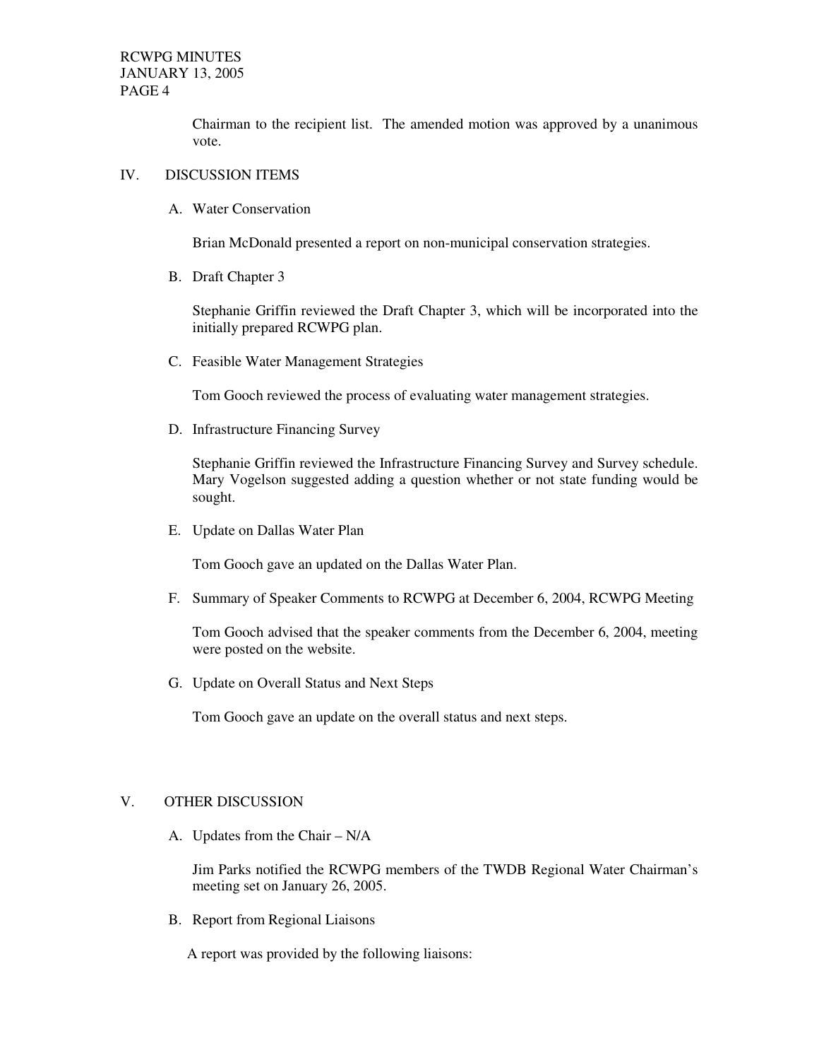Chairman to the recipient list. The amended motion was approved by a unanimous vote.

## IV. DISCUSSION ITEMS

### A. Water Conservation

Brian McDonald presented a report on non-municipal conservation strategies.

### B. Draft Chapter 3

Stephanie Griffin reviewed the Draft Chapter 3, which will be incorporated into the initially prepared RCWPG plan.

### C. Feasible Water Management Strategies

Tom Gooch reviewed the process of evaluating water management strategies.

### D. Infrastructure Financing Survey

Stephanie Griffin reviewed the Infrastructure Financing Survey and Survey schedule. Mary Vogelson suggested adding a question whether or not state funding would be sought.

### E. Update on Dallas Water Plan

Tom Gooch gave an updated on the Dallas Water Plan.

### F. Summary of Speaker Comments to RCWPG at December 6, 2004, RCWPG Meeting

Tom Gooch advised that the speaker comments from the December 6, 2004, meeting were posted on the website.

### G. Update on Overall Status and Next Steps

Tom Gooch gave an update on the overall status and next steps.

## V. OTHER DISCUSSION

### A. Updates from the Chair – N/A

Jim Parks notified the RCWPG members of the TWDB Regional Water Chairman's meeting set on January 26, 2005.

### B. Report from Regional Liaisons

A report was provided by the following liaisons: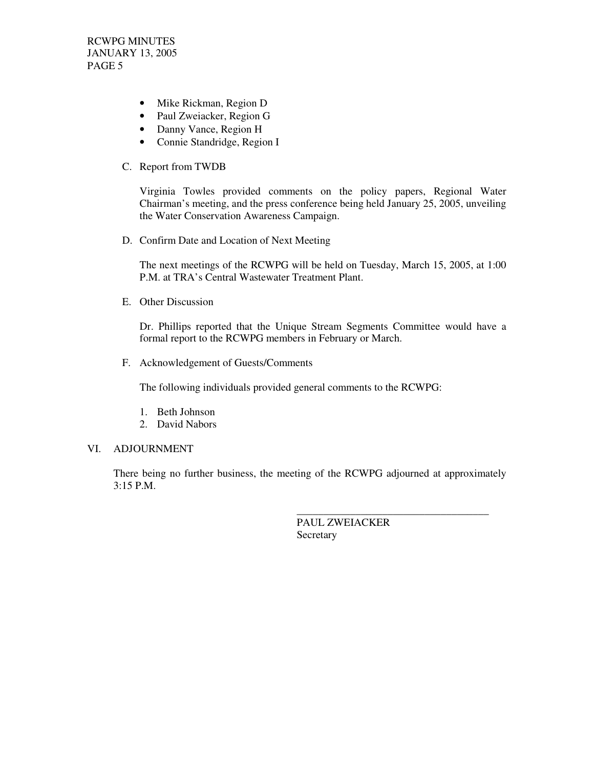- Mike Rickman, Region D
- Paul Zweiacker, Region G
- Danny Vance, Region H
- Connie Standridge, Region I

C. Report from TWDB

Virginia Towles provided comments on the policy papers, Regional Water Chairman's meeting, and the press conference being held January 25, 2005, unveiling the Water Conservation Awareness Campaign.

D. Confirm Date and Location of Next Meeting

The next meetings of the RCWPG will be held on Tuesday, March 15, 2005, at 1:00 P.M. at TRA's Central Wastewater Treatment Plant.

E. Other Discussion

Dr. Phillips reported that the Unique Stream Segments Committee would have a formal report to the RCWPG members in February or March.

F. Acknowledgement of Guests/Comments

The following individuals provided general comments to the RCWPG:

1. Beth Johnson
2. David Nabors

VI. ADJOURNMENT

There being no further business, the meeting of the RCWPG adjourned at approximately 3:15 P.M.

\_\_\_\_\_\_\_\_\_\_\_\_\_\_\_\_\_\_\_\_\_\_\_\_\_\_\_\_\_\_\_\_\_\_\_\_

PAUL ZWEIACKER
Secretary